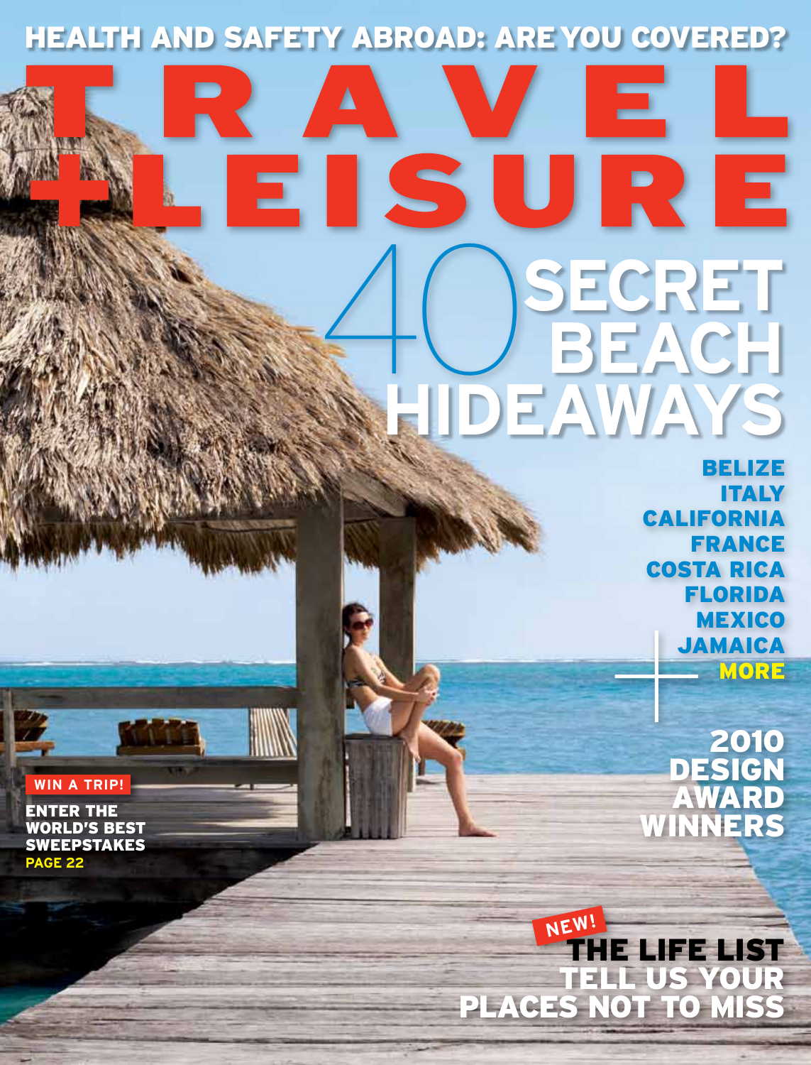HEALTH AND SAFETY ABROAD: ARE YOU COVERED?

# TRAVEL +LEISURE

## 40 SECRET BEACH HIDEAWAYS

BELIZE
ITALY
CALIFORNIA
FRANCE
COSTA RICA
FLORIDA
MEXICO
JAMAICA
+ MORE

**2010 DESIGN AWARD WINNERS**

**WIN A TRIP!**
ENTER THE WORLD'S BEST SWEEPSTAKES
PAGE 22

**NEW!**
THE LIFE LIST
TELL US YOUR PLACES NOT TO MISS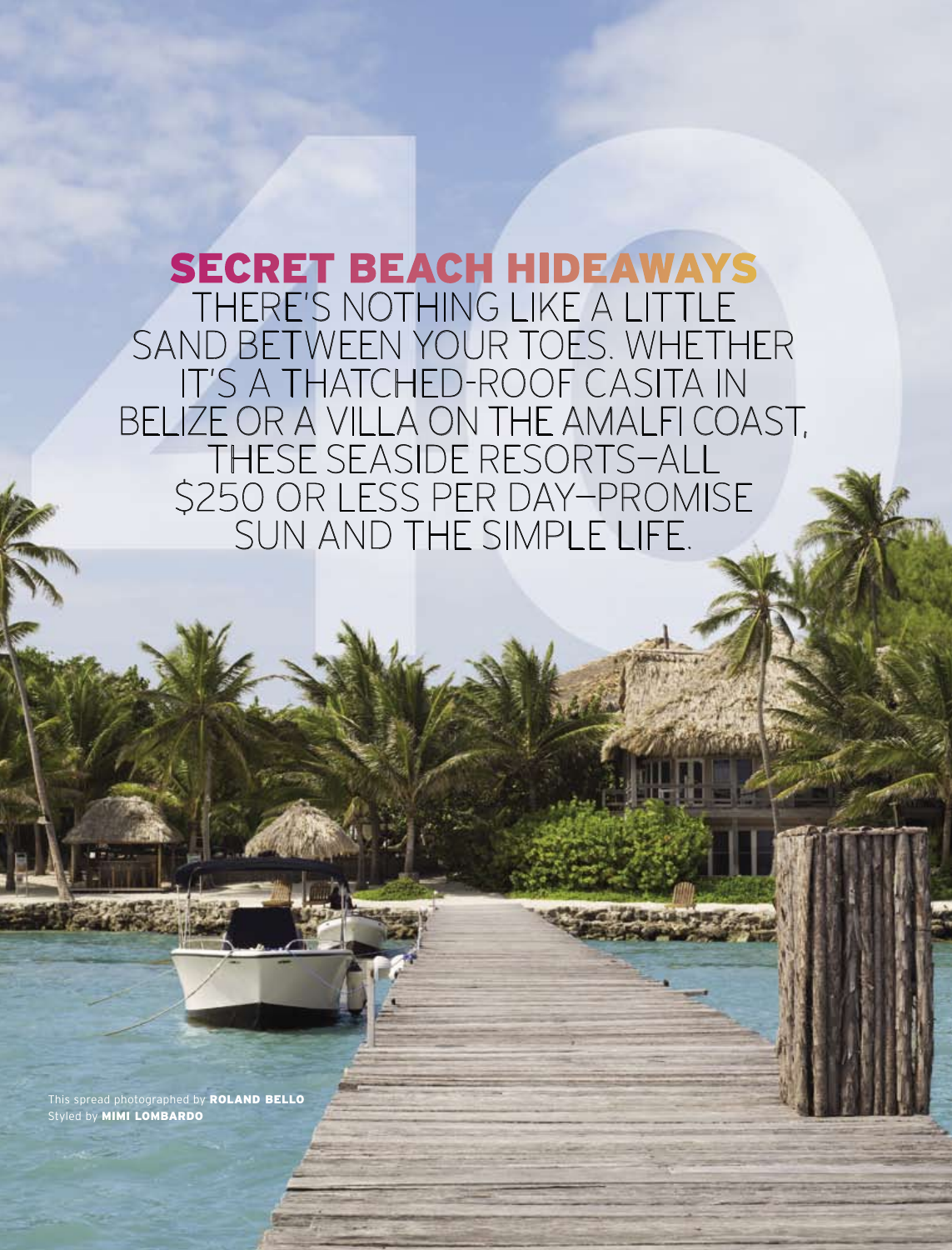# 40 SECRET BEACH HIDEAWAYS

THERE'S NOTHING LIKE A LITTLE SAND BETWEEN YOUR TOES. WHETHER IT'S A THATCHED-ROOF CASITA IN BELIZE OR A VILLA ON THE AMALFI COAST, THESE SEASIDE RESORTS—ALL $250 OR LESS PER DAY—PROMISE SUN AND THE SIMPLE LIFE.

This spread photographed by **ROLAND BELLO**
Styled by **MIMI LOMBARDO**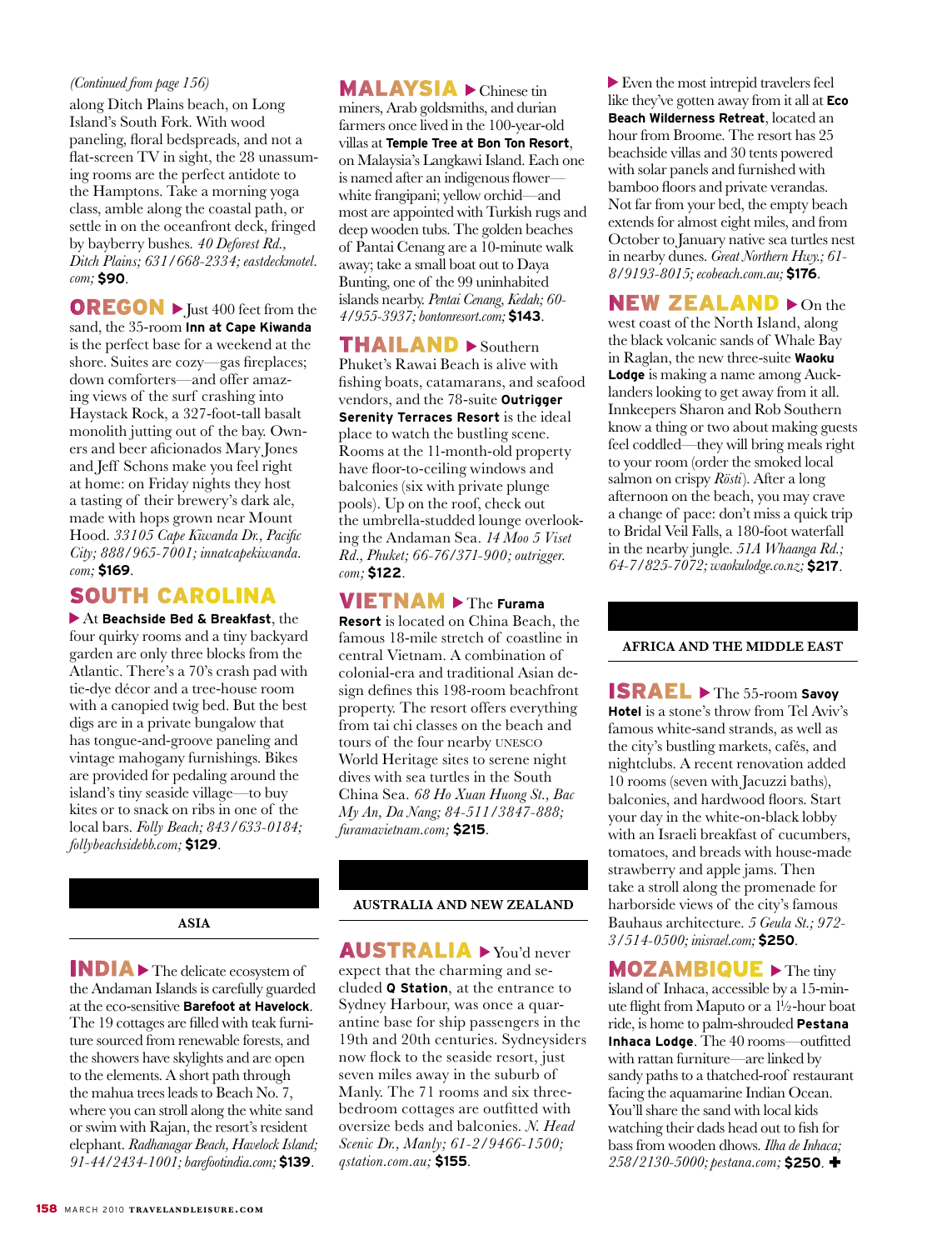*(Continued from page 156)*

along Ditch Plains beach, on Long Island's South Fork. With wood paneling, floral bedspreads, and not a flat-screen TV in sight, the 28 unassuming rooms are the perfect antidote to the Hamptons. Take a morning yoga class, amble along the coastal path, or settle in on the oceanfront deck, fringed by bayberry bushes. *40 Deforest Rd., Ditch Plains; 631/668-2334; eastdeckmotel.com;* **$90**.

**OREGON** ▶ Just 400 feet from the sand, the 35-room **Inn at Cape Kiwanda** is the perfect base for a weekend at the shore. Suites are cozy—gas fireplaces; down comforters—and offer amazing views of the surf crashing into Haystack Rock, a 327-foot-tall basalt monolith jutting out of the bay. Owners and beer aficionados Mary Jones and Jeff Schons make you feel right at home: on Friday nights they host a tasting of their brewery's dark ale, made with hops grown near Mount Hood. *33105 Cape Kiwanda Dr., Pacific City; 888/965-7001; innatcapekiwanda.com;* **$169**.

**SOUTH CAROLINA**

▶ At **Beachside Bed & Breakfast**, the four quirky rooms and a tiny backyard garden are only three blocks from the Atlantic. There's a 70's crash pad with tie-dye décor and a tree-house room with a canopied twig bed. But the best digs are in a private bungalow that has tongue-and-groove paneling and vintage mahogany furnishings. Bikes are provided for pedaling around the island's tiny seaside village—to buy kites or to snack on ribs in one of the local bars. *Folly Beach; 843/633-0184; follybeachsidebb.com;* **$129**.

## ASIA

**INDIA** ▶ The delicate ecosystem of the Andaman Islands is carefully guarded at the eco-sensitive **Barefoot at Havelock**. The 19 cottages are filled with teak furniture sourced from renewable forests, and the showers have skylights and are open to the elements. A short path through the mahua trees leads to Beach No. 7, where you can stroll along the white sand or swim with Rajan, the resort's resident elephant. *Radhanagar Beach, Havelock Island; 91-44/2434-1001; barefootindia.com;* **$139**.

**MALAYSIA** ▶ Chinese tin miners, Arab goldsmiths, and durian farmers once lived in the 100-year-old villas at **Temple Tree at Bon Ton Resort**, on Malaysia's Langkawi Island. Each one is named after an indigenous flower—white frangipani; yellow orchid—and most are appointed with Turkish rugs and deep wooden tubs. The golden beaches of Pantai Cenang are a 10-minute walk away; take a small boat out to Daya Bunting, one of the 99 uninhabited islands nearby. *Pentai Cenang, Kedah; 60-4/955-3937; bontonresort.com;* **$143**.

**THAILAND** ▶ Southern Phuket's Rawai Beach is alive with fishing boats, catamarans, and seafood vendors, and the 78-suite **Outrigger Serenity Terraces Resort** is the ideal place to watch the bustling scene. Rooms at the 11-month-old property have floor-to-ceiling windows and balconies (six with private plunge pools). Up on the roof, check out the umbrella-studded lounge overlooking the Andaman Sea. *14 Moo 5 Viset Rd., Phuket; 66-76/371-900; outrigger.com;* **$122**.

**VIETNAM** ▶ The **Furama Resort** is located on China Beach, the famous 18-mile stretch of coastline in central Vietnam. A combination of colonial-era and traditional Asian design defines this 198-room beachfront property. The resort offers everything from tai chi classes on the beach and tours of the four nearby UNESCO World Heritage sites to serene night dives with sea turtles in the South China Sea. *68 Ho Xuan Huong St., Bac My An, Da Nang; 84-511/3847-888; furamavietnam.com;* **$215**.

## AUSTRALIA AND NEW ZEALAND

**AUSTRALIA** ▶ You'd never expect that the charming and secluded **Q Station**, at the entrance to Sydney Harbour, was once a quarantine base for ship passengers in the 19th and 20th centuries. Sydneysiders now flock to the seaside resort, just seven miles away in the suburb of Manly. The 71 rooms and six three-bedroom cottages are outfitted with oversize beds and balconies. *N. Head Scenic Dr., Manly; 61-2/9466-1500; qstation.com.au;* **$155**.

▶ Even the most intrepid travelers feel like they've gotten away from it all at **Eco Beach Wilderness Retreat**, located an hour from Broome. The resort has 25 beachside villas and 30 tents powered with solar panels and furnished with bamboo floors and private verandas. Not far from your bed, the empty beach extends for almost eight miles, and from October to January native sea turtles nest in nearby dunes. *Great Northern Hwy.; 61-8/9193-8015; ecobeach.com.au;* **$176**.

**NEW ZEALAND** ▶ On the west coast of the North Island, along the black volcanic sands of Whale Bay in Raglan, the new three-suite **Waoku Lodge** is making a name among Aucklanders looking to get away from it all. Innkeepers Sharon and Rob Southern know a thing or two about making guests feel coddled—they will bring meals right to your room (order the smoked local salmon on crispy *Rösti*). After a long afternoon on the beach, you may crave a change of pace: don't miss a quick trip to Bridal Veil Falls, a 180-foot waterfall in the nearby jungle. *51A Whaanga Rd.; 64-7/825-7072; waokulodge.co.nz;* **$217**.

## AFRICA AND THE MIDDLE EAST

**ISRAEL** ▶ The 55-room **Savoy Hotel** is a stone's throw from Tel Aviv's famous white-sand strands, as well as the city's bustling markets, cafés, and nightclubs. A recent renovation added 10 rooms (seven with Jacuzzi baths), balconies, and hardwood floors. Start your day in the white-on-black lobby with an Israeli breakfast of cucumbers, tomatoes, and breads with house-made strawberry and apple jams. Then take a stroll along the promenade for harborside views of the city's famous Bauhaus architecture. *5 Geula St.; 972-3/514-0500; inisrael.com;* **$250**.

**MOZAMBIQUE** ▶ The tiny island of Inhaca, accessible by a 15-minute flight from Maputo or a 1½-hour boat ride, is home to palm-shrouded **Pestana Inhaca Lodge**. The 40 rooms—outfitted with rattan furniture—are linked by sandy paths to a thatched-roof restaurant facing the aquamarine Indian Ocean. You'll share the sand with local kids watching their dads head out to fish for bass from wooden dhows. *Ilha de Inhaca; 258/2130-5000; pestana.com;* **$250**. ✚